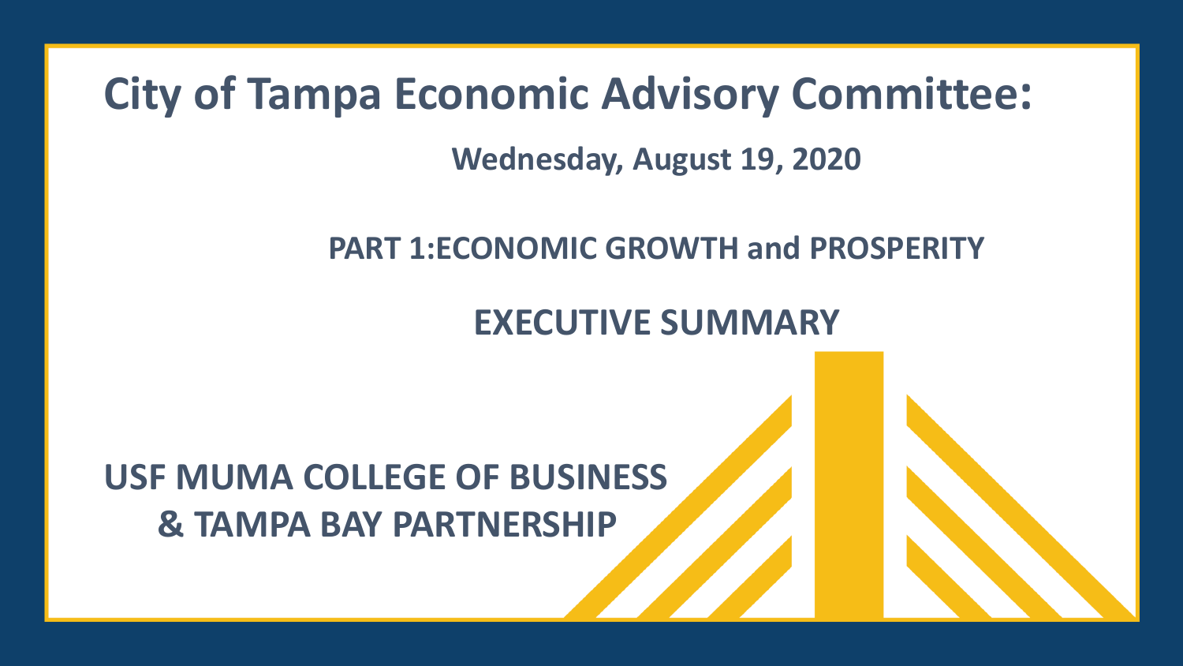# City of Tampa Economic Advisory Committee:

**Wednesday, August 19, 2020**

## PART 1:ECONOMIC GROWTH and PROSPERITY

## EXECUTIVE SUMMARY

**USF MUMA COLLEGE OF BUSINESS & TAMPA BAY PARTNERSHIP**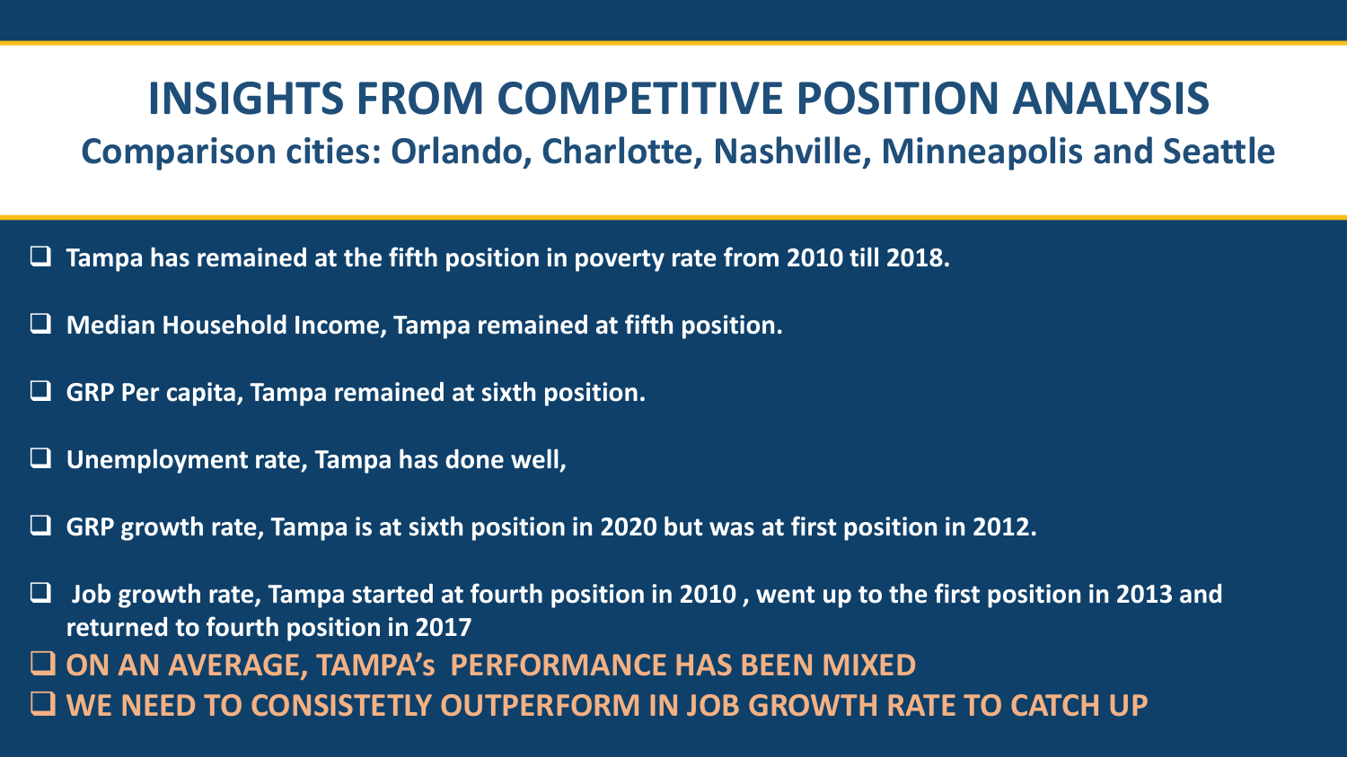# INSIGHTS FROM COMPETITIVE POSITION ANALYSIS

## Comparison cities: Orlando, Charlotte, Nashville, Minneapolis and Seattle

- ❑ **Tampa has remained at the fifth position in poverty rate from 2010 till 2018.**
- ❑ **Median Household Income, Tampa remained at fifth position.**
- ❑ **GRP Per capita, Tampa remained at sixth position.**
- ❑ **Unemployment rate, Tampa has done well,**
- ❑ **GRP growth rate, Tampa is at sixth position in 2020 but was at first position in 2012.**
- ❑ **Job growth rate, Tampa started at fourth position in 2010 , went up to the first position in 2013 and returned to fourth position in 2017**
- ❑ **ON AN AVERAGE, TAMPA's PERFORMANCE HAS BEEN MIXED**
- ❑ **WE NEED TO CONSISTETLY OUTPERFORM IN JOB GROWTH RATE TO CATCH UP**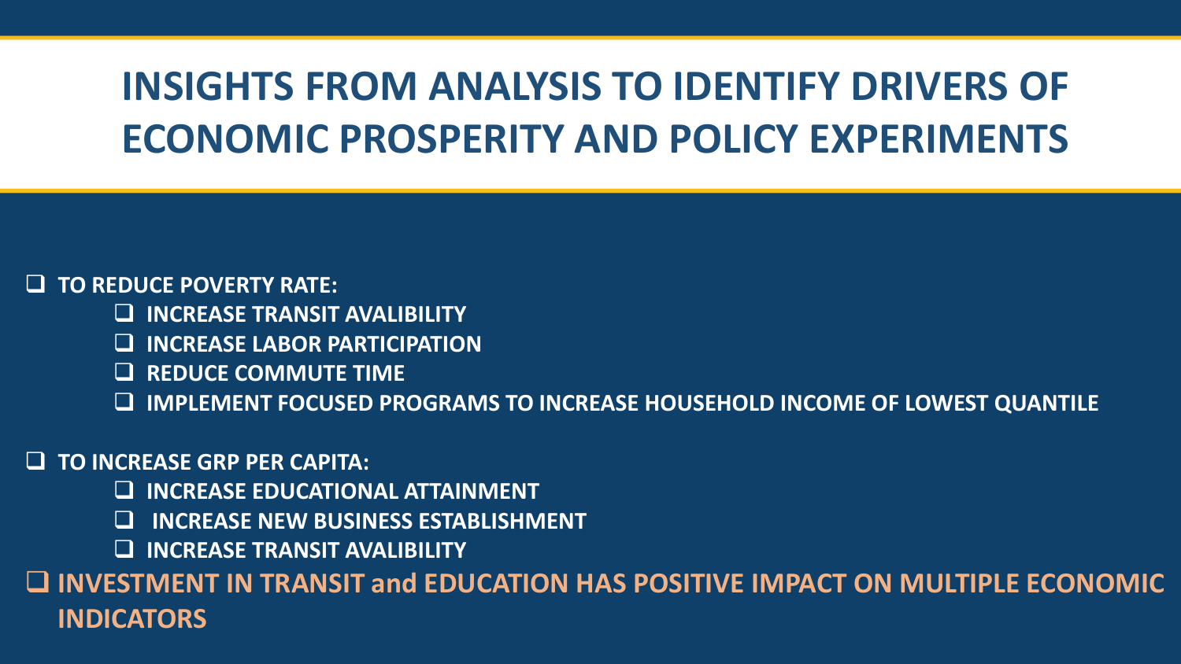# INSIGHTS FROM ANALYSIS TO IDENTIFY DRIVERS OF ECONOMIC PROSPERITY AND POLICY EXPERIMENTS

- **TO REDUCE POVERTY RATE:**
  - **INCREASE TRANSIT AVALIBILITY**
  - **INCREASE LABOR PARTICIPATION**
  - **REDUCE COMMUTE TIME**
  - **IMPLEMENT FOCUSED PROGRAMS TO INCREASE HOUSEHOLD INCOME OF LOWEST QUANTILE**
- **TO INCREASE GRP PER CAPITA:**
  - **INCREASE EDUCATIONAL ATTAINMENT**
  - **INCREASE NEW BUSINESS ESTABLISHMENT**
  - **INCREASE TRANSIT AVALIBILITY**
- **INVESTMENT IN TRANSIT and EDUCATION HAS POSITIVE IMPACT ON MULTIPLE ECONOMIC INDICATORS**